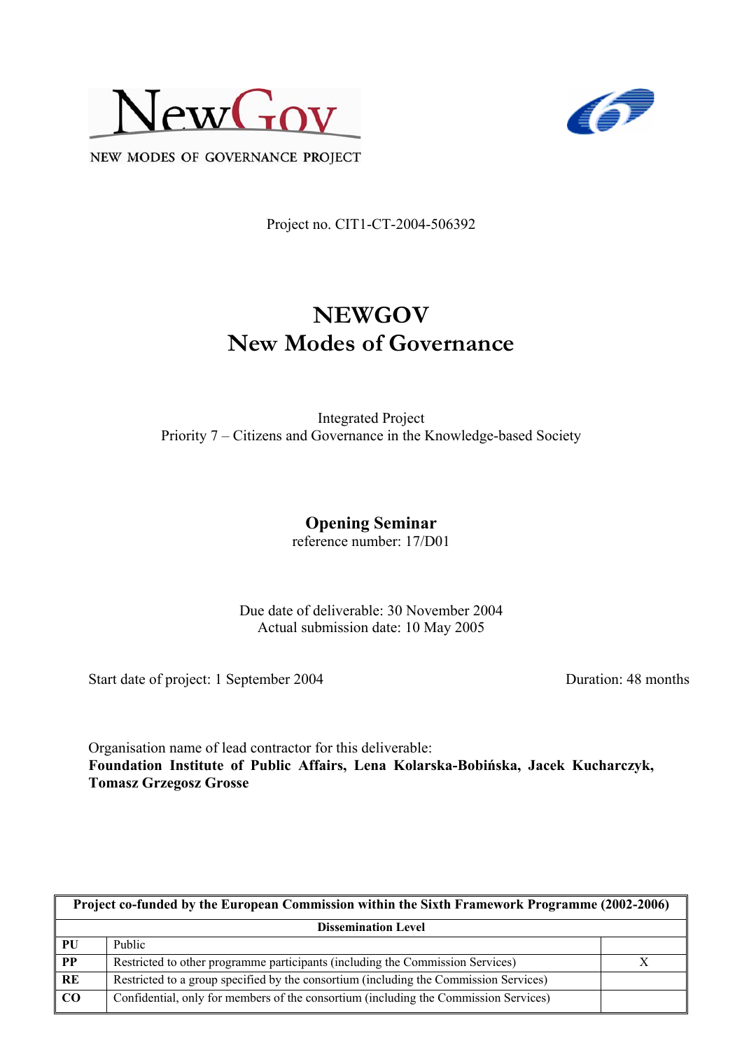NEW MODES OF GOVERNANCE PROJECT

Project no. CIT1-CT-2004-506392

# NEWGOV
# New Modes of Governance

Integrated Project
Priority 7 – Citizens and Governance in the Knowledge-based Society

## Opening Seminar

reference number: 17/D01

Due date of deliverable: 30 November 2004
Actual submission date: 10 May 2005

Start date of project: 1 September 2004 Duration: 48 months

Organisation name of lead contractor for this deliverable:
**Foundation Institute of Public Affairs, Lena Kolarska-Bobińska, Jacek Kucharczyk, Tomasz Grzegosz Grosse**

| Project co-funded by the European Commission within the Sixth Framework Programme (2002-2006) | | |
|---|---|---|
| **Dissemination Level** | | |
| **PU** | Public | |
| **PP** | Restricted to other programme participants (including the Commission Services) | X |
| **RE** | Restricted to a group specified by the consortium (including the Commission Services) | |
| **CO** | Confidential, only for members of the consortium (including the Commission Services) | |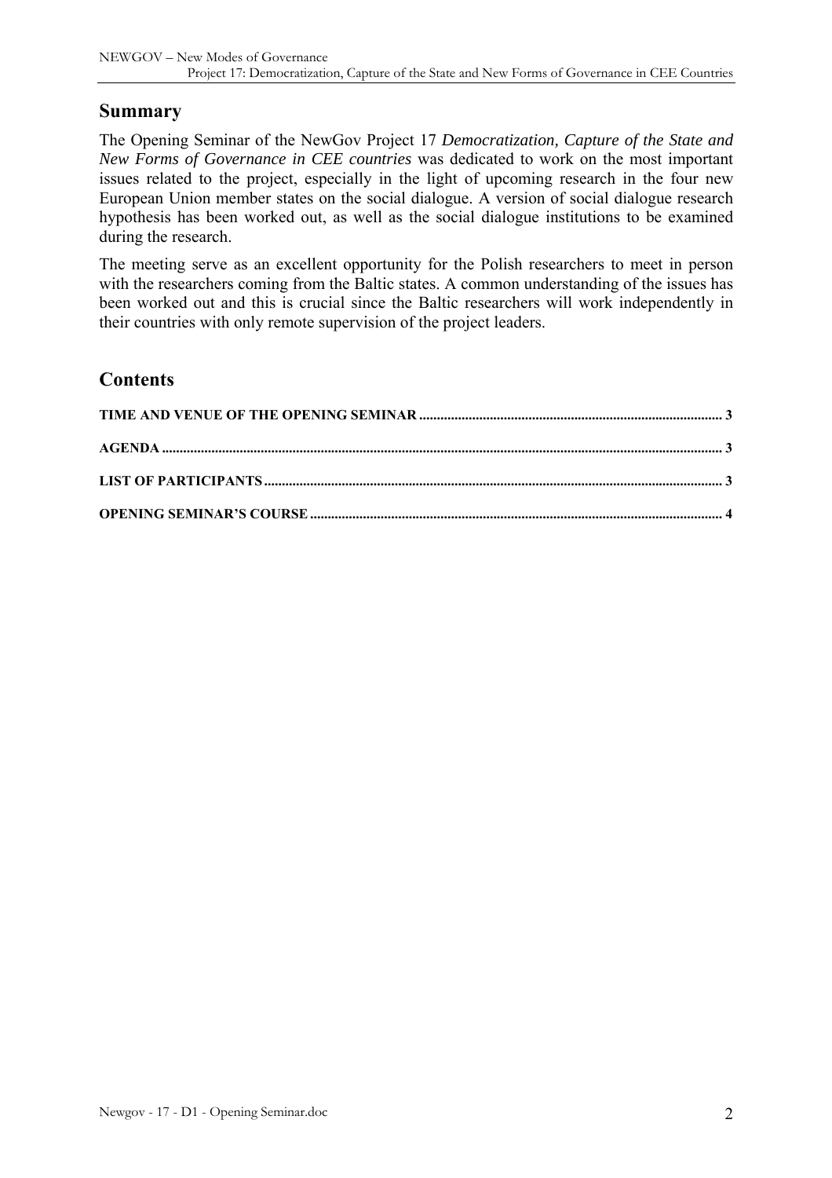## Summary

The Opening Seminar of the NewGov Project 17 *Democratization, Capture of the State and New Forms of Governance in CEE countries* was dedicated to work on the most important issues related to the project, especially in the light of upcoming research in the four new European Union member states on the social dialogue. A version of social dialogue research hypothesis has been worked out, as well as the social dialogue institutions to be examined during the research.

The meeting serve as an excellent opportunity for the Polish researchers to meet in person with the researchers coming from the Baltic states. A common understanding of the issues has been worked out and this is crucial since the Baltic researchers will work independently in their countries with only remote supervision of the project leaders.

## Contents

**TIME AND VENUE OF THE OPENING SEMINAR** ..... 3

**AGENDA** ..... 3

**LIST OF PARTICIPANTS** ..... 3

**OPENING SEMINAR'S COURSE** ..... 4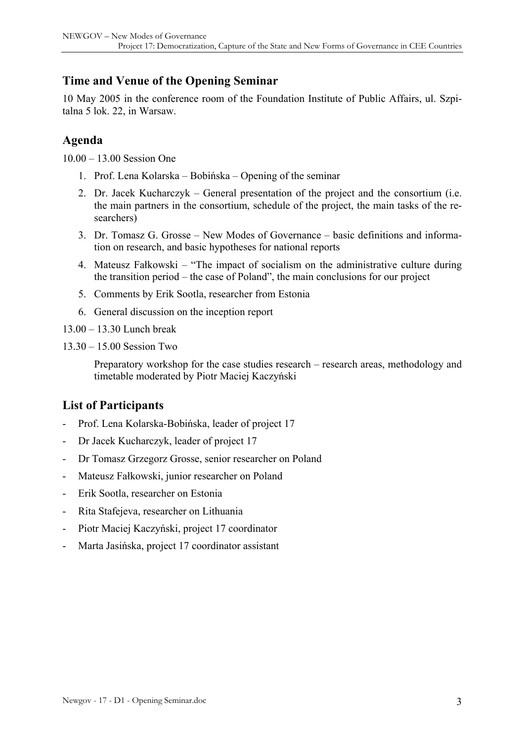## Time and Venue of the Opening Seminar

10 May 2005 in the conference room of the Foundation Institute of Public Affairs, ul. Szpitalna 5 lok. 22, in Warsaw.

## Agenda

10.00 – 13.00 Session One

1. Prof. Lena Kolarska – Bobińska – Opening of the seminar
2. Dr. Jacek Kucharczyk – General presentation of the project and the consortium (i.e. the main partners in the consortium, schedule of the project, the main tasks of the researchers)
3. Dr. Tomasz G. Grosse – New Modes of Governance – basic definitions and information on research, and basic hypotheses for national reports
4. Mateusz Fałkowski – "The impact of socialism on the administrative culture during the transition period – the case of Poland", the main conclusions for our project
5. Comments by Erik Sootla, researcher from Estonia
6. General discussion on the inception report

13.00 – 13.30 Lunch break

13.30 – 15.00 Session Two

Preparatory workshop for the case studies research – research areas, methodology and timetable moderated by Piotr Maciej Kaczyński

## List of Participants

- Prof. Lena Kolarska-Bobińska, leader of project 17
- Dr Jacek Kucharczyk, leader of project 17
- Dr Tomasz Grzegorz Grosse, senior researcher on Poland
- Mateusz Fałkowski, junior researcher on Poland
- Erik Sootla, researcher on Estonia
- Rita Stafejeva, researcher on Lithuania
- Piotr Maciej Kaczyński, project 17 coordinator
- Marta Jasińska, project 17 coordinator assistant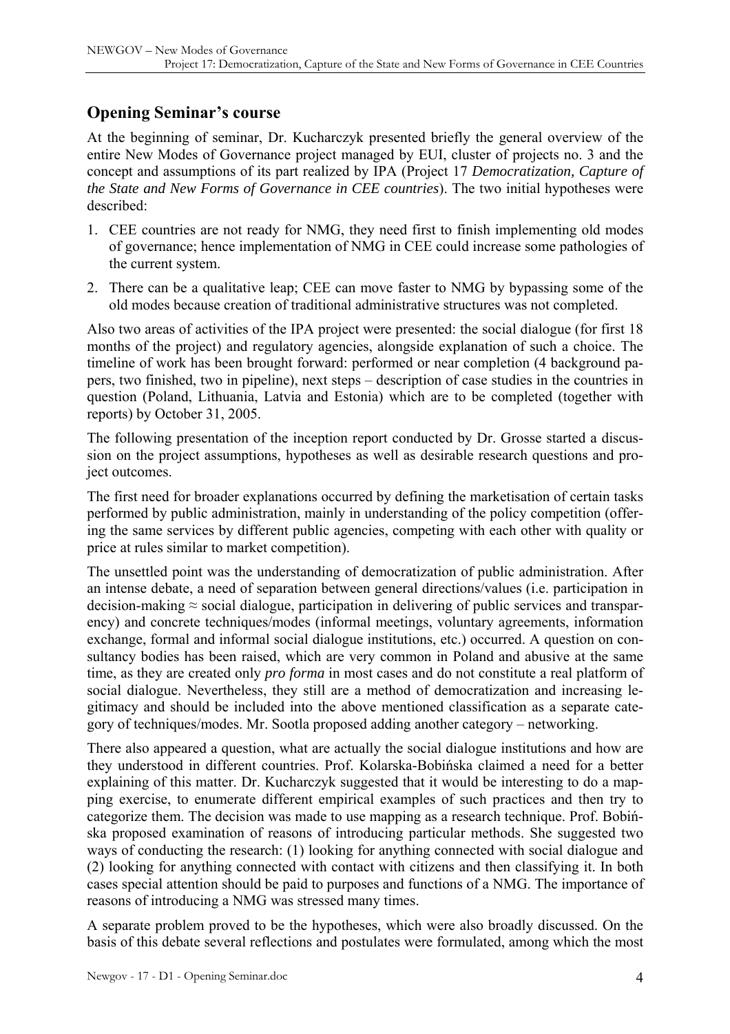## Opening Seminar's course

At the beginning of seminar, Dr. Kucharczyk presented briefly the general overview of the entire New Modes of Governance project managed by EUI, cluster of projects no. 3 and the concept and assumptions of its part realized by IPA (Project 17 *Democratization, Capture of the State and New Forms of Governance in CEE countries*). The two initial hypotheses were described:

1. CEE countries are not ready for NMG, they need first to finish implementing old modes of governance; hence implementation of NMG in CEE could increase some pathologies of the current system.
2. There can be a qualitative leap; CEE can move faster to NMG by bypassing some of the old modes because creation of traditional administrative structures was not completed.

Also two areas of activities of the IPA project were presented: the social dialogue (for first 18 months of the project) and regulatory agencies, alongside explanation of such a choice. The timeline of work has been brought forward: performed or near completion (4 background papers, two finished, two in pipeline), next steps – description of case studies in the countries in question (Poland, Lithuania, Latvia and Estonia) which are to be completed (together with reports) by October 31, 2005.

The following presentation of the inception report conducted by Dr. Grosse started a discussion on the project assumptions, hypotheses as well as desirable research questions and project outcomes.

The first need for broader explanations occurred by defining the marketisation of certain tasks performed by public administration, mainly in understanding of the policy competition (offering the same services by different public agencies, competing with each other with quality or price at rules similar to market competition).

The unsettled point was the understanding of democratization of public administration. After an intense debate, a need of separation between general directions/values (i.e. participation in decision-making ≈ social dialogue, participation in delivering of public services and transparency) and concrete techniques/modes (informal meetings, voluntary agreements, information exchange, formal and informal social dialogue institutions, etc.) occurred. A question on consultancy bodies has been raised, which are very common in Poland and abusive at the same time, as they are created only *pro forma* in most cases and do not constitute a real platform of social dialogue. Nevertheless, they still are a method of democratization and increasing legitimacy and should be included into the above mentioned classification as a separate category of techniques/modes. Mr. Sootla proposed adding another category – networking.

There also appeared a question, what are actually the social dialogue institutions and how are they understood in different countries. Prof. Kolarska-Bobińska claimed a need for a better explaining of this matter. Dr. Kucharczyk suggested that it would be interesting to do a mapping exercise, to enumerate different empirical examples of such practices and then try to categorize them. The decision was made to use mapping as a research technique. Prof. Bobińska proposed examination of reasons of introducing particular methods. She suggested two ways of conducting the research: (1) looking for anything connected with social dialogue and (2) looking for anything connected with contact with citizens and then classifying it. In both cases special attention should be paid to purposes and functions of a NMG. The importance of reasons of introducing a NMG was stressed many times.

A separate problem proved to be the hypotheses, which were also broadly discussed. On the basis of this debate several reflections and postulates were formulated, among which the most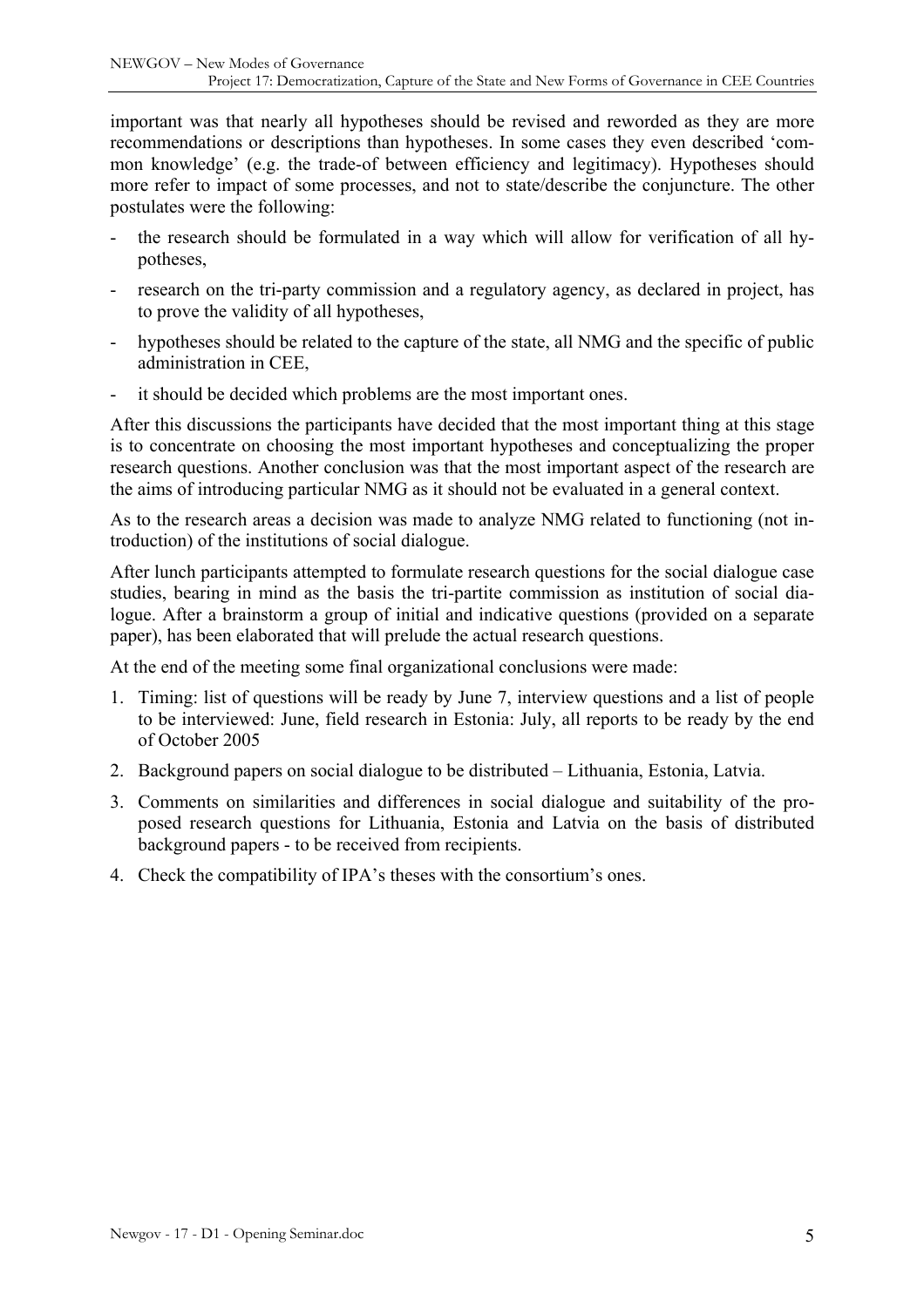important was that nearly all hypotheses should be revised and reworded as they are more recommendations or descriptions than hypotheses. In some cases they even described 'common knowledge' (e.g. the trade-of between efficiency and legitimacy). Hypotheses should more refer to impact of some processes, and not to state/describe the conjuncture. The other postulates were the following:

- the research should be formulated in a way which will allow for verification of all hypotheses,
- research on the tri-party commission and a regulatory agency, as declared in project, has to prove the validity of all hypotheses,
- hypotheses should be related to the capture of the state, all NMG and the specific of public administration in CEE,
- it should be decided which problems are the most important ones.

After this discussions the participants have decided that the most important thing at this stage is to concentrate on choosing the most important hypotheses and conceptualizing the proper research questions. Another conclusion was that the most important aspect of the research are the aims of introducing particular NMG as it should not be evaluated in a general context.

As to the research areas a decision was made to analyze NMG related to functioning (not introduction) of the institutions of social dialogue.

After lunch participants attempted to formulate research questions for the social dialogue case studies, bearing in mind as the basis the tri-partite commission as institution of social dialogue. After a brainstorm a group of initial and indicative questions (provided on a separate paper), has been elaborated that will prelude the actual research questions.

At the end of the meeting some final organizational conclusions were made:

1. Timing: list of questions will be ready by June 7, interview questions and a list of people to be interviewed: June, field research in Estonia: July, all reports to be ready by the end of October 2005
2. Background papers on social dialogue to be distributed – Lithuania, Estonia, Latvia.
3. Comments on similarities and differences in social dialogue and suitability of the proposed research questions for Lithuania, Estonia and Latvia on the basis of distributed background papers - to be received from recipients.
4. Check the compatibility of IPA's theses with the consortium's ones.